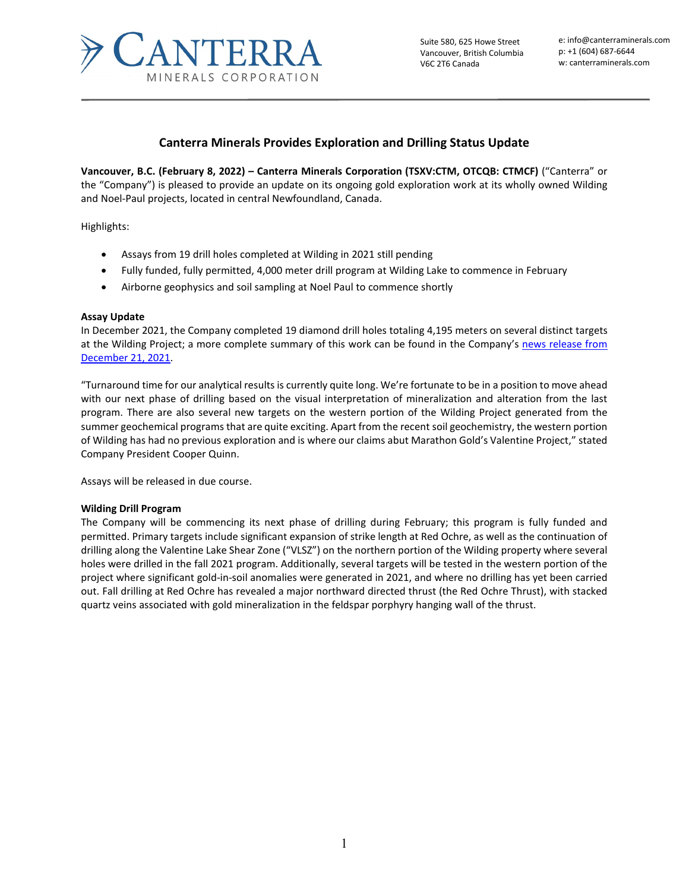CANTERRA MINERALS CORPORATION

Suite 580, 625 Howe Street
Vancouver, British Columbia
V6C 2T6 Canada

e: info@canterraminerals.com
p: +1 (604) 687-6644
w: canterraminerals.com

## Canterra Minerals Provides Exploration and Drilling Status Update

**Vancouver, B.C. (February 8, 2022) – Canterra Minerals Corporation (TSXV:CTM, OTCQB: CTMCF)** ("Canterra" or the "Company") is pleased to provide an update on its ongoing gold exploration work at its wholly owned Wilding and Noel-Paul projects, located in central Newfoundland, Canada.

Highlights:

- Assays from 19 drill holes completed at Wilding in 2021 still pending
- Fully funded, fully permitted, 4,000 meter drill program at Wilding Lake to commence in February
- Airborne geophysics and soil sampling at Noel Paul to commence shortly

**Assay Update**

In December 2021, the Company completed 19 diamond drill holes totaling 4,195 meters on several distinct targets at the Wilding Project; a more complete summary of this work can be found in the Company's news release from December 21, 2021.

"Turnaround time for our analytical results is currently quite long. We're fortunate to be in a position to move ahead with our next phase of drilling based on the visual interpretation of mineralization and alteration from the last program. There are also several new targets on the western portion of the Wilding Project generated from the summer geochemical programs that are quite exciting. Apart from the recent soil geochemistry, the western portion of Wilding has had no previous exploration and is where our claims abut Marathon Gold's Valentine Project," stated Company President Cooper Quinn.

Assays will be released in due course.

**Wilding Drill Program**

The Company will be commencing its next phase of drilling during February; this program is fully funded and permitted. Primary targets include significant expansion of strike length at Red Ochre, as well as the continuation of drilling along the Valentine Lake Shear Zone ("VLSZ") on the northern portion of the Wilding property where several holes were drilled in the fall 2021 program. Additionally, several targets will be tested in the western portion of the project where significant gold-in-soil anomalies were generated in 2021, and where no drilling has yet been carried out. Fall drilling at Red Ochre has revealed a major northward directed thrust (the Red Ochre Thrust), with stacked quartz veins associated with gold mineralization in the feldspar porphyry hanging wall of the thrust.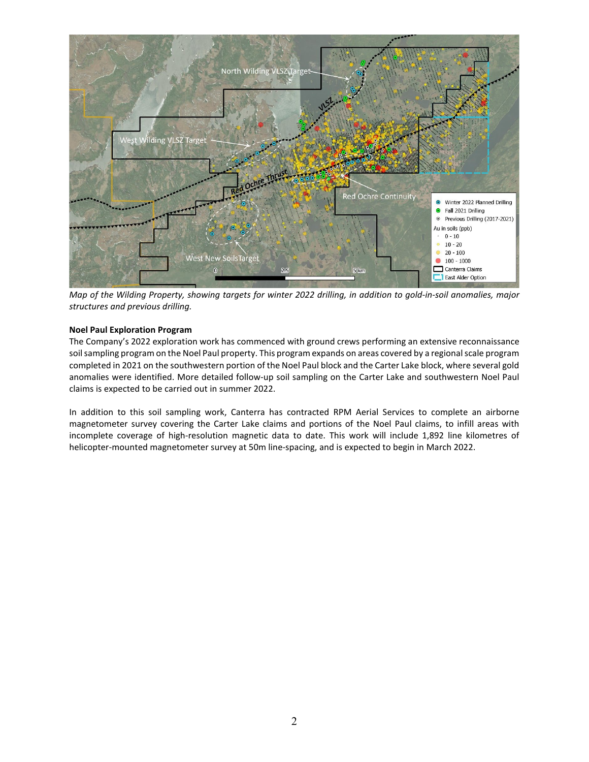*Map of the Wilding Property, showing targets for winter 2022 drilling, in addition to gold-in-soil anomalies, major structures and previous drilling.*

**Noel Paul Exploration Program**

The Company's 2022 exploration work has commenced with ground crews performing an extensive reconnaissance soil sampling program on the Noel Paul property. This program expands on areas covered by a regional scale program completed in 2021 on the southwestern portion of the Noel Paul block and the Carter Lake block, where several gold anomalies were identified. More detailed follow-up soil sampling on the Carter Lake and southwestern Noel Paul claims is expected to be carried out in summer 2022.

In addition to this soil sampling work, Canterra has contracted RPM Aerial Services to complete an airborne magnetometer survey covering the Carter Lake claims and portions of the Noel Paul claims, to infill areas with incomplete coverage of high-resolution magnetic data to date. This work will include 1,892 line kilometres of helicopter-mounted magnetometer survey at 50m line-spacing, and is expected to begin in March 2022.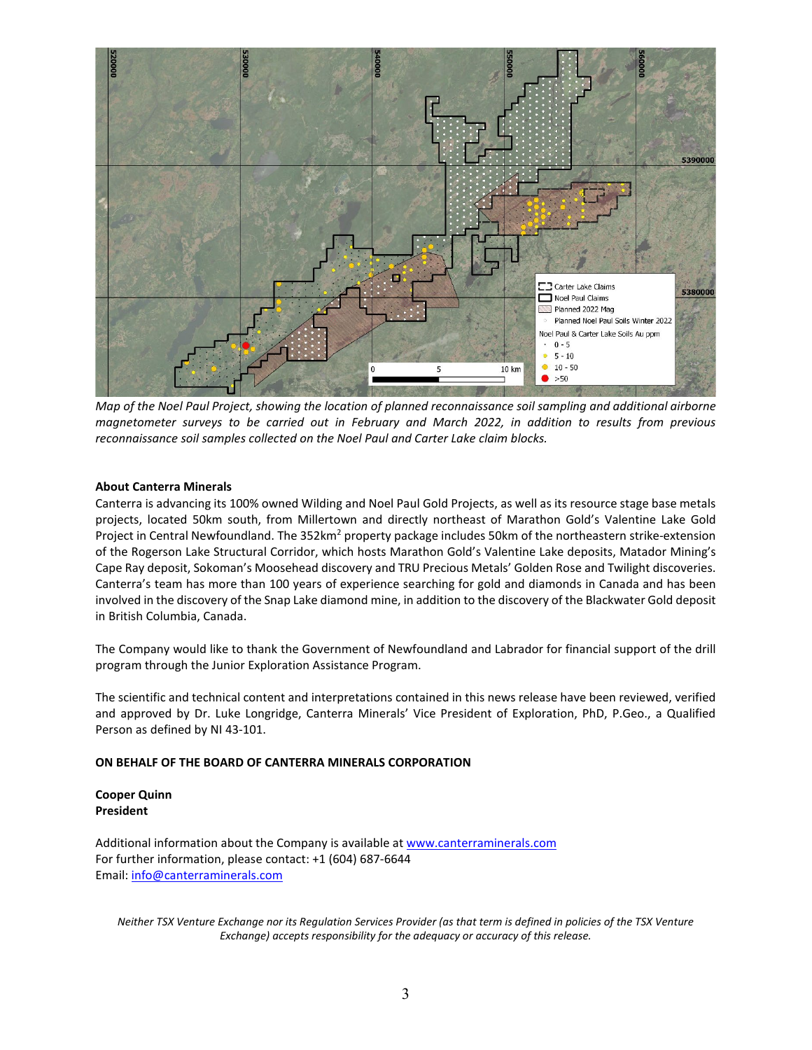*Map of the Noel Paul Project, showing the location of planned reconnaissance soil sampling and additional airborne magnetometer surveys to be carried out in February and March 2022, in addition to results from previous reconnaissance soil samples collected on the Noel Paul and Carter Lake claim blocks.*

**About Canterra Minerals**

Canterra is advancing its 100% owned Wilding and Noel Paul Gold Projects, as well as its resource stage base metals projects, located 50km south, from Millertown and directly northeast of Marathon Gold's Valentine Lake Gold Project in Central Newfoundland. The 352km$^2$ property package includes 50km of the northeastern strike-extension of the Rogerson Lake Structural Corridor, which hosts Marathon Gold's Valentine Lake deposits, Matador Mining's Cape Ray deposit, Sokoman's Moosehead discovery and TRU Precious Metals' Golden Rose and Twilight discoveries. Canterra's team has more than 100 years of experience searching for gold and diamonds in Canada and has been involved in the discovery of the Snap Lake diamond mine, in addition to the discovery of the Blackwater Gold deposit in British Columbia, Canada.

The Company would like to thank the Government of Newfoundland and Labrador for financial support of the drill program through the Junior Exploration Assistance Program.

The scientific and technical content and interpretations contained in this news release have been reviewed, verified and approved by Dr. Luke Longridge, Canterra Minerals' Vice President of Exploration, PhD, P.Geo., a Qualified Person as defined by NI 43-101.

**ON BEHALF OF THE BOARD OF CANTERRA MINERALS CORPORATION**

**Cooper Quinn**
**President**

Additional information about the Company is available at [www.canterraminerals.com](www.canterraminerals.com)
For further information, please contact: +1 (604) 687-6644
Email: [info@canterraminerals.com](mailto:info@canterraminerals.com)

*Neither TSX Venture Exchange nor its Regulation Services Provider (as that term is defined in policies of the TSX Venture Exchange) accepts responsibility for the adequacy or accuracy of this release.*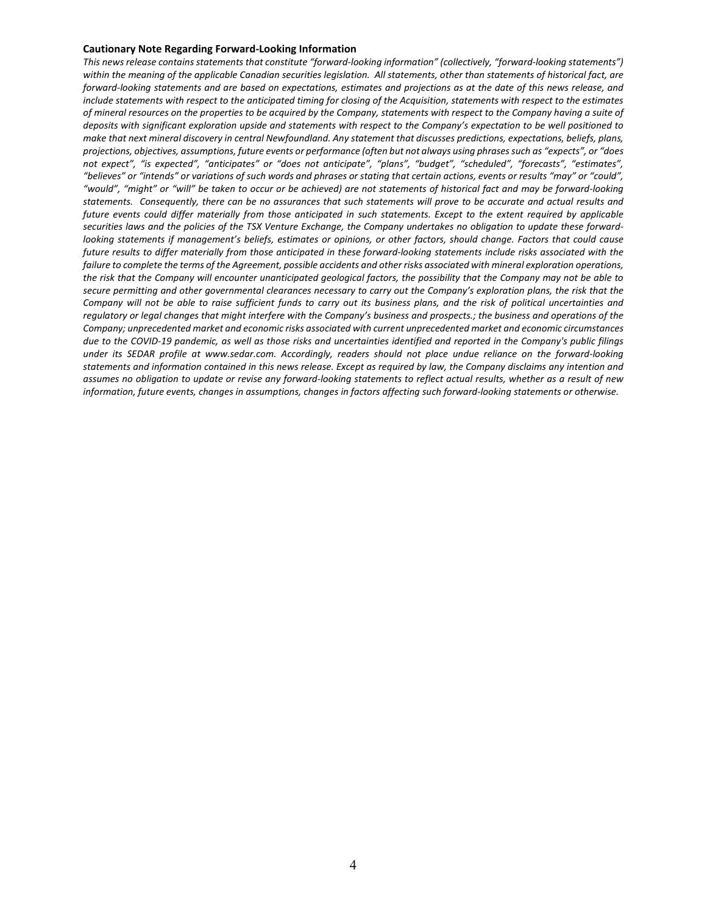**Cautionary Note Regarding Forward-Looking Information**

*This news release contains statements that constitute "forward-looking information" (collectively, "forward-looking statements") within the meaning of the applicable Canadian securities legislation. All statements, other than statements of historical fact, are forward-looking statements and are based on expectations, estimates and projections as at the date of this news release, and include statements with respect to the anticipated timing for closing of the Acquisition, statements with respect to the estimates of mineral resources on the properties to be acquired by the Company, statements with respect to the Company having a suite of deposits with significant exploration upside and statements with respect to the Company's expectation to be well positioned to make that next mineral discovery in central Newfoundland. Any statement that discusses predictions, expectations, beliefs, plans, projections, objectives, assumptions, future events or performance (often but not always using phrases such as "expects", or "does not expect", "is expected", "anticipates" or "does not anticipate", "plans", "budget", "scheduled", "forecasts", "estimates", "believes" or "intends" or variations of such words and phrases or stating that certain actions, events or results "may" or "could", "would", "might" or "will" be taken to occur or be achieved) are not statements of historical fact and may be forward-looking statements. Consequently, there can be no assurances that such statements will prove to be accurate and actual results and future events could differ materially from those anticipated in such statements. Except to the extent required by applicable securities laws and the policies of the TSX Venture Exchange, the Company undertakes no obligation to update these forward-looking statements if management's beliefs, estimates or opinions, or other factors, should change. Factors that could cause future results to differ materially from those anticipated in these forward-looking statements include risks associated with the failure to complete the terms of the Agreement, possible accidents and other risks associated with mineral exploration operations, the risk that the Company will encounter unanticipated geological factors, the possibility that the Company may not be able to secure permitting and other governmental clearances necessary to carry out the Company's exploration plans, the risk that the Company will not be able to raise sufficient funds to carry out its business plans, and the risk of political uncertainties and regulatory or legal changes that might interfere with the Company's business and prospects.; the business and operations of the Company; unprecedented market and economic risks associated with current unprecedented market and economic circumstances due to the COVID-19 pandemic, as well as those risks and uncertainties identified and reported in the Company's public filings under its SEDAR profile at www.sedar.com. Accordingly, readers should not place undue reliance on the forward-looking statements and information contained in this news release. Except as required by law, the Company disclaims any intention and assumes no obligation to update or revise any forward-looking statements to reflect actual results, whether as a result of new information, future events, changes in assumptions, changes in factors affecting such forward-looking statements or otherwise.*